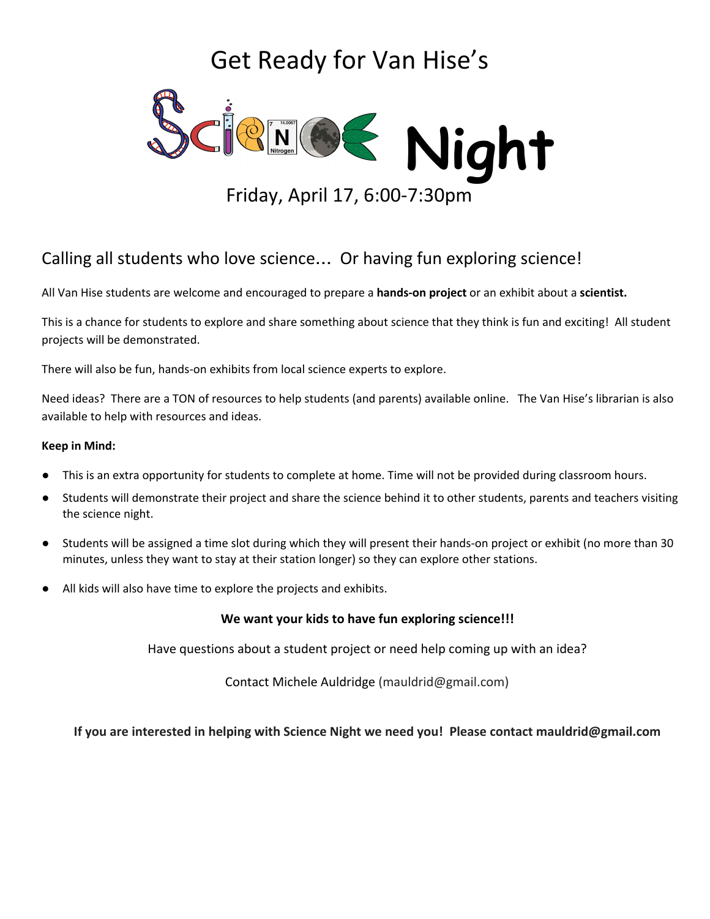# Get Ready for Van Hise's Science Night

Friday, April 17, 6:00-7:30pm

## Calling all students who love science… Or having fun exploring science!

All Van Hise students are welcome and encouraged to prepare a **hands-on project** or an exhibit about a **scientist.**

This is a chance for students to explore and share something about science that they think is fun and exciting! All student projects will be demonstrated.

There will also be fun, hands-on exhibits from local science experts to explore.

Need ideas? There are a TON of resources to help students (and parents) available online. The Van Hise's librarian is also available to help with resources and ideas.

**Keep in Mind:**

- This is an extra opportunity for students to complete at home. Time will not be provided during classroom hours.
- Students will demonstrate their project and share the science behind it to other students, parents and teachers visiting the science night.
- Students will be assigned a time slot during which they will present their hands-on project or exhibit (no more than 30 minutes, unless they want to stay at their station longer) so they can explore other stations.
- All kids will also have time to explore the projects and exhibits.

**We want your kids to have fun exploring science!!!**

Have questions about a student project or need help coming up with an idea?

Contact Michele Auldridge (mauldrid@gmail.com)

**If you are interested in helping with Science Night we need you! Please contact mauldrid@gmail.com**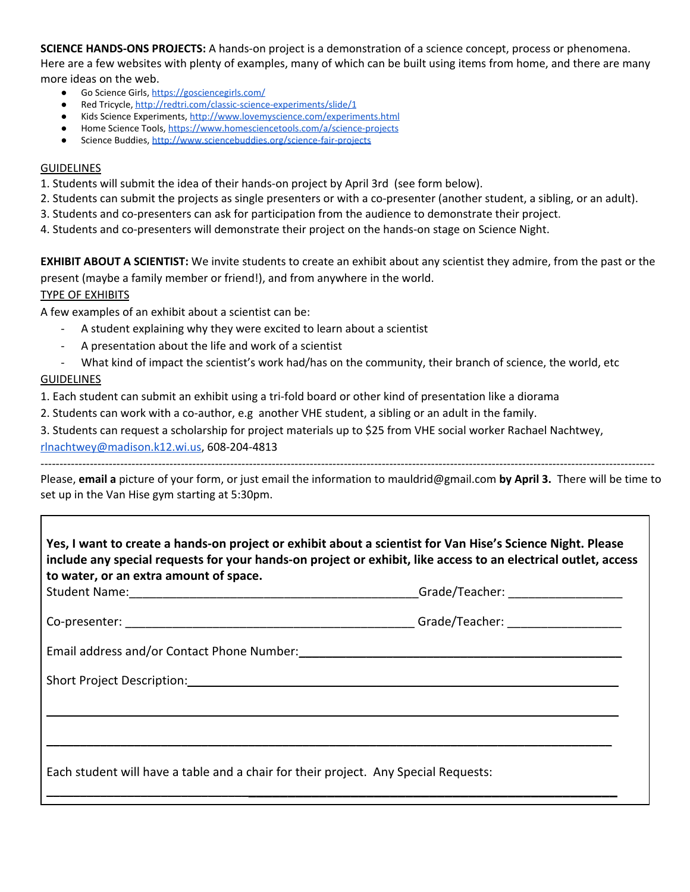**SCIENCE HANDS-ONS PROJECTS:** A hands-on project is a demonstration of a science concept, process or phenomena. Here are a few websites with plenty of examples, many of which can be built using items from home, and there are many more ideas on the web.

- Go Science Girls, https://gosciencegirls.com/
- Red Tricycle, http://redtri.com/classic-science-experiments/slide/1
- Kids Science Experiments, http://www.lovemyscience.com/experiments.html
- Home Science Tools, https://www.homesciencetools.com/a/science-projects
- Science Buddies, http://www.sciencebuddies.org/science-fair-projects

GUIDELINES

1. Students will submit the idea of their hands-on project by April 3rd (see form below).
2. Students can submit the projects as single presenters or with a co-presenter (another student, a sibling, or an adult).
3. Students and co-presenters can ask for participation from the audience to demonstrate their project.
4. Students and co-presenters will demonstrate their project on the hands-on stage on Science Night.

**EXHIBIT ABOUT A SCIENTIST:** We invite students to create an exhibit about any scientist they admire, from the past or the present (maybe a family member or friend!), and from anywhere in the world.

TYPE OF EXHIBITS

A few examples of an exhibit about a scientist can be:

- A student explaining why they were excited to learn about a scientist
- A presentation about the life and work of a scientist
- What kind of impact the scientist's work had/has on the community, their branch of science, the world, etc

GUIDELINES

1. Each student can submit an exhibit using a tri-fold board or other kind of presentation like a diorama
2. Students can work with a co-author, e.g another VHE student, a sibling or an adult in the family.
3. Students can request a scholarship for project materials up to $25 from VHE social worker Rachael Nachtwey, rlnachtwey@madison.k12.wi.us, 608-204-4813

---

Please, **email a** picture of your form, or just email the information to mauldrid@gmail.com **by April 3.** There will be time to set up in the Van Hise gym starting at 5:30pm.

**Yes, I want to create a hands-on project or exhibit about a scientist for Van Hise's Science Night. Please include any special requests for your hands-on project or exhibit, like access to an electrical outlet, access to water, or an extra amount of space.**

Student Name:\_\_\_\_\_\_\_\_\_\_\_\_\_\_\_\_\_\_\_\_\_\_\_\_\_\_\_\_\_\_\_\_\_\_\_\_\_\_\_\_\_\_\_\_Grade/Teacher: \_\_\_\_\_\_\_\_\_\_\_\_\_\_\_\_\_

Co-presenter: \_\_\_\_\_\_\_\_\_\_\_\_\_\_\_\_\_\_\_\_\_\_\_\_\_\_\_\_\_\_\_\_\_\_\_\_\_\_\_\_\_\_\_\_ Grade/Teacher: \_\_\_\_\_\_\_\_\_\_\_\_\_\_\_\_\_

Email address and/or Contact Phone Number:\_\_\_\_\_\_\_\_\_\_\_\_\_\_\_\_\_\_\_\_\_\_\_\_\_\_\_\_\_\_\_\_\_\_\_\_\_\_\_\_\_\_\_\_\_\_\_\_

Short Project Description:\_\_\_\_\_\_\_\_\_\_\_\_\_\_\_\_\_\_\_\_\_\_\_\_\_\_\_\_\_\_\_\_\_\_\_\_\_\_\_\_\_\_\_\_\_\_\_\_\_\_\_\_\_\_\_\_\_\_\_\_\_\_\_\_\_

\_\_\_\_\_\_\_\_\_\_\_\_\_\_\_\_\_\_\_\_\_\_\_\_\_\_\_\_\_\_\_\_\_\_\_\_\_\_\_\_\_\_\_\_\_\_\_\_\_\_\_\_\_\_\_\_\_\_\_\_\_\_\_\_\_\_\_\_\_\_\_\_\_\_\_\_\_\_\_\_\_\_\_\_\_\_\_\_

\_\_\_\_\_\_\_\_\_\_\_\_\_\_\_\_\_\_\_\_\_\_\_\_\_\_\_\_\_\_\_\_\_\_\_\_\_\_\_\_\_\_\_\_\_\_\_\_\_\_\_\_\_\_\_\_\_\_\_\_\_\_\_\_\_\_\_\_\_\_\_\_\_\_\_\_\_\_\_\_\_\_\_\_\_\_\_\_

Each student will have a table and a chair for their project. Any Special Requests:

\_\_\_\_\_\_\_\_\_\_\_\_\_\_\_\_\_\_\_\_\_\_\_\_\_\_\_\_\_\_\_\_\_\_\_\_\_\_\_\_\_\_\_\_\_\_\_\_\_\_\_\_\_\_\_\_\_\_\_\_\_\_\_\_\_\_\_\_\_\_\_\_\_\_\_\_\_\_\_\_\_\_\_\_\_\_\_\_